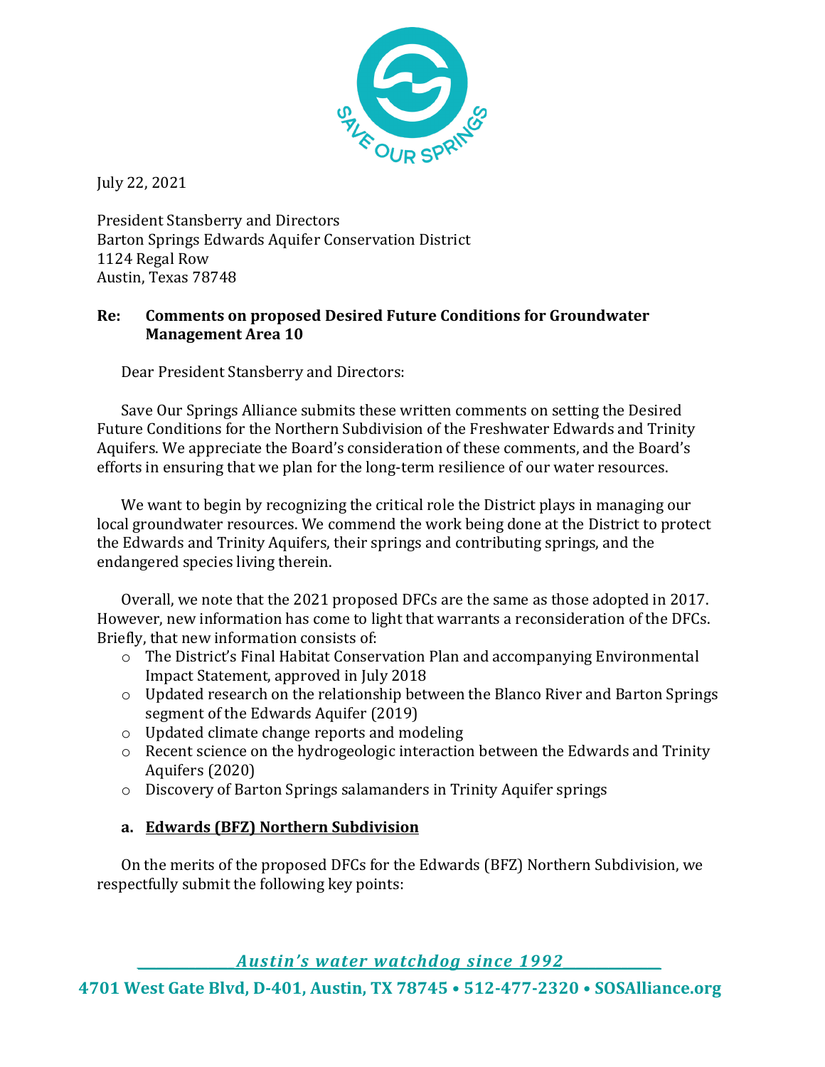July 22, 2021

President Stansberry and Directors
Barton Springs Edwards Aquifer Conservation District
1124 Regal Row
Austin, Texas 78748

**Re: Comments on proposed Desired Future Conditions for Groundwater Management Area 10**

Dear President Stansberry and Directors:

Save Our Springs Alliance submits these written comments on setting the Desired Future Conditions for the Northern Subdivision of the Freshwater Edwards and Trinity Aquifers. We appreciate the Board's consideration of these comments, and the Board's efforts in ensuring that we plan for the long-term resilience of our water resources.

We want to begin by recognizing the critical role the District plays in managing our local groundwater resources. We commend the work being done at the District to protect the Edwards and Trinity Aquifers, their springs and contributing springs, and the endangered species living therein.

Overall, we note that the 2021 proposed DFCs are the same as those adopted in 2017. However, new information has come to light that warrants a reconsideration of the DFCs. Briefly, that new information consists of:

- The District's Final Habitat Conservation Plan and accompanying Environmental Impact Statement, approved in July 2018
- Updated research on the relationship between the Blanco River and Barton Springs segment of the Edwards Aquifer (2019)
- Updated climate change reports and modeling
- Recent science on the hydrogeologic interaction between the Edwards and Trinity Aquifers (2020)
- Discovery of Barton Springs salamanders in Trinity Aquifer springs

**a. <u>Edwards (BFZ) Northern Subdivision</u>**

On the merits of the proposed DFCs for the Edwards (BFZ) Northern Subdivision, we respectfully submit the following key points: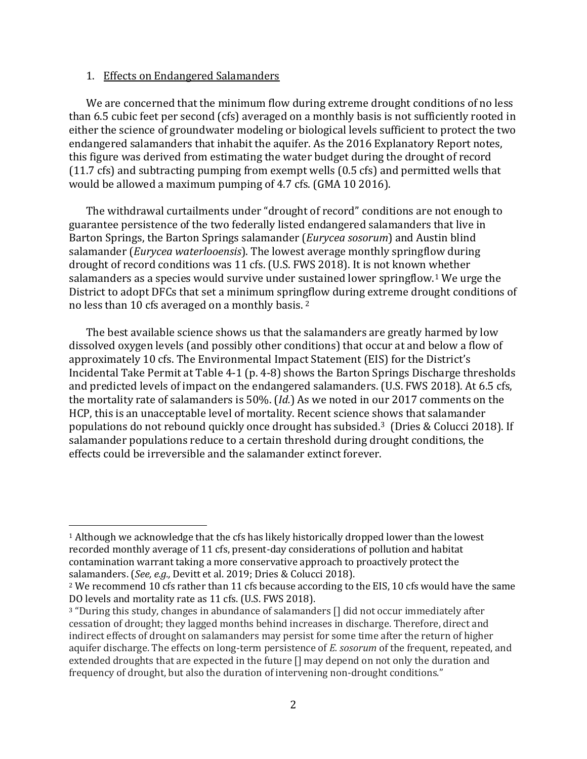1. Effects on Endangered Salamanders

We are concerned that the minimum flow during extreme drought conditions of no less than 6.5 cubic feet per second (cfs) averaged on a monthly basis is not sufficiently rooted in either the science of groundwater modeling or biological levels sufficient to protect the two endangered salamanders that inhabit the aquifer. As the 2016 Explanatory Report notes, this figure was derived from estimating the water budget during the drought of record (11.7 cfs) and subtracting pumping from exempt wells (0.5 cfs) and permitted wells that would be allowed a maximum pumping of 4.7 cfs. (GMA 10 2016).

The withdrawal curtailments under "drought of record" conditions are not enough to guarantee persistence of the two federally listed endangered salamanders that live in Barton Springs, the Barton Springs salamander (*Eurycea sosorum*) and Austin blind salamander (*Eurycea waterlooensis*). The lowest average monthly springflow during drought of record conditions was 11 cfs. (U.S. FWS 2018). It is not known whether salamanders as a species would survive under sustained lower springflow.[1] We urge the District to adopt DFCs that set a minimum springflow during extreme drought conditions of no less than 10 cfs averaged on a monthly basis. [2]

The best available science shows us that the salamanders are greatly harmed by low dissolved oxygen levels (and possibly other conditions) that occur at and below a flow of approximately 10 cfs. The Environmental Impact Statement (EIS) for the District's Incidental Take Permit at Table 4-1 (p. 4-8) shows the Barton Springs Discharge thresholds and predicted levels of impact on the endangered salamanders. (U.S. FWS 2018). At 6.5 cfs, the mortality rate of salamanders is 50%. (*Id.*) As we noted in our 2017 comments on the HCP, this is an unacceptable level of mortality. Recent science shows that salamander populations do not rebound quickly once drought has subsided.[3] (Dries & Colucci 2018). If salamander populations reduce to a certain threshold during drought conditions, the effects could be irreversible and the salamander extinct forever.

---

[1] Although we acknowledge that the cfs has likely historically dropped lower than the lowest recorded monthly average of 11 cfs, present-day considerations of pollution and habitat contamination warrant taking a more conservative approach to proactively protect the salamanders. (*See, e.g.,* Devitt et al. 2019; Dries & Colucci 2018).

[2] We recommend 10 cfs rather than 11 cfs because according to the EIS, 10 cfs would have the same DO levels and mortality rate as 11 cfs. (U.S. FWS 2018).

[3] "During this study, changes in abundance of salamanders [] did not occur immediately after cessation of drought; they lagged months behind increases in discharge. Therefore, direct and indirect effects of drought on salamanders may persist for some time after the return of higher aquifer discharge. The effects on long-term persistence of *E. sosorum* of the frequent, repeated, and extended droughts that are expected in the future [] may depend on not only the duration and frequency of drought, but also the duration of intervening non-drought conditions."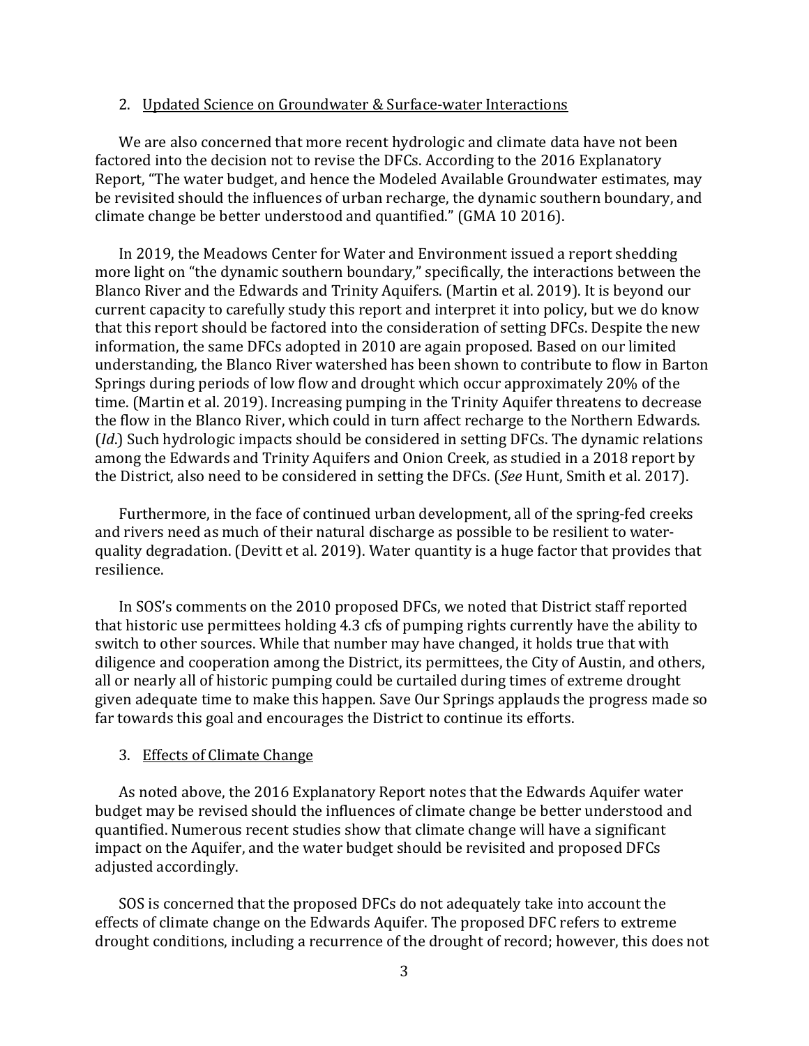2. Updated Science on Groundwater & Surface-water Interactions

We are also concerned that more recent hydrologic and climate data have not been factored into the decision not to revise the DFCs. According to the 2016 Explanatory Report, "The water budget, and hence the Modeled Available Groundwater estimates, may be revisited should the influences of urban recharge, the dynamic southern boundary, and climate change be better understood and quantified." (GMA 10 2016).

In 2019, the Meadows Center for Water and Environment issued a report shedding more light on "the dynamic southern boundary," specifically, the interactions between the Blanco River and the Edwards and Trinity Aquifers. (Martin et al. 2019). It is beyond our current capacity to carefully study this report and interpret it into policy, but we do know that this report should be factored into the consideration of setting DFCs. Despite the new information, the same DFCs adopted in 2010 are again proposed. Based on our limited understanding, the Blanco River watershed has been shown to contribute to flow in Barton Springs during periods of low flow and drought which occur approximately 20% of the time. (Martin et al. 2019). Increasing pumping in the Trinity Aquifer threatens to decrease the flow in the Blanco River, which could in turn affect recharge to the Northern Edwards. (*Id*.) Such hydrologic impacts should be considered in setting DFCs. The dynamic relations among the Edwards and Trinity Aquifers and Onion Creek, as studied in a 2018 report by the District, also need to be considered in setting the DFCs. (*See* Hunt, Smith et al. 2017).

Furthermore, in the face of continued urban development, all of the spring-fed creeks and rivers need as much of their natural discharge as possible to be resilient to water-quality degradation. (Devitt et al. 2019). Water quantity is a huge factor that provides that resilience.

In SOS's comments on the 2010 proposed DFCs, we noted that District staff reported that historic use permittees holding 4.3 cfs of pumping rights currently have the ability to switch to other sources. While that number may have changed, it holds true that with diligence and cooperation among the District, its permittees, the City of Austin, and others, all or nearly all of historic pumping could be curtailed during times of extreme drought given adequate time to make this happen. Save Our Springs applauds the progress made so far towards this goal and encourages the District to continue its efforts.

3. Effects of Climate Change

As noted above, the 2016 Explanatory Report notes that the Edwards Aquifer water budget may be revised should the influences of climate change be better understood and quantified. Numerous recent studies show that climate change will have a significant impact on the Aquifer, and the water budget should be revisited and proposed DFCs adjusted accordingly.

SOS is concerned that the proposed DFCs do not adequately take into account the effects of climate change on the Edwards Aquifer. The proposed DFC refers to extreme drought conditions, including a recurrence of the drought of record; however, this does not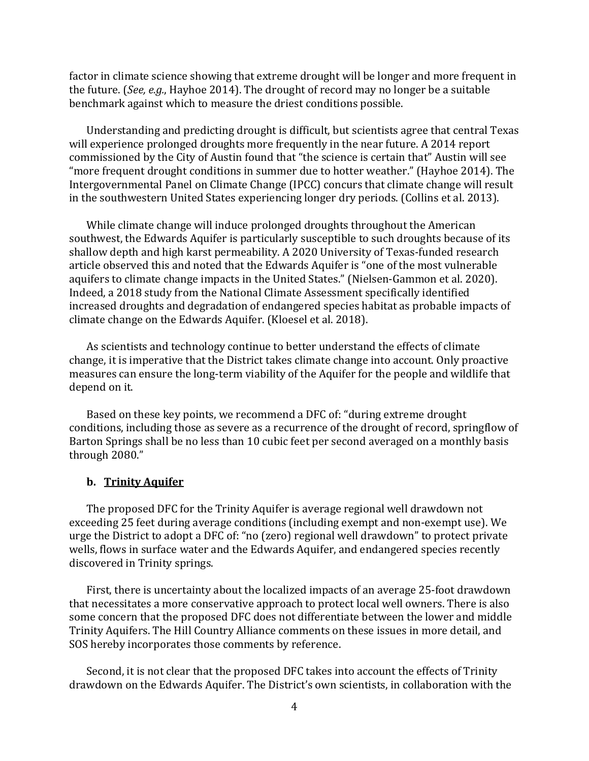factor in climate science showing that extreme drought will be longer and more frequent in the future. (*See, e.g.*, Hayhoe 2014). The drought of record may no longer be a suitable benchmark against which to measure the driest conditions possible.

Understanding and predicting drought is difficult, but scientists agree that central Texas will experience prolonged droughts more frequently in the near future. A 2014 report commissioned by the City of Austin found that "the science is certain that" Austin will see "more frequent drought conditions in summer due to hotter weather." (Hayhoe 2014). The Intergovernmental Panel on Climate Change (IPCC) concurs that climate change will result in the southwestern United States experiencing longer dry periods. (Collins et al. 2013).

While climate change will induce prolonged droughts throughout the American southwest, the Edwards Aquifer is particularly susceptible to such droughts because of its shallow depth and high karst permeability. A 2020 University of Texas-funded research article observed this and noted that the Edwards Aquifer is "one of the most vulnerable aquifers to climate change impacts in the United States." (Nielsen-Gammon et al. 2020). Indeed, a 2018 study from the National Climate Assessment specifically identified increased droughts and degradation of endangered species habitat as probable impacts of climate change on the Edwards Aquifer. (Kloesel et al. 2018).

As scientists and technology continue to better understand the effects of climate change, it is imperative that the District takes climate change into account. Only proactive measures can ensure the long-term viability of the Aquifer for the people and wildlife that depend on it.

Based on these key points, we recommend a DFC of: "during extreme drought conditions, including those as severe as a recurrence of the drought of record, springflow of Barton Springs shall be no less than 10 cubic feet per second averaged on a monthly basis through 2080."

**b. <u>Trinity Aquifer</u>**

The proposed DFC for the Trinity Aquifer is average regional well drawdown not exceeding 25 feet during average conditions (including exempt and non-exempt use). We urge the District to adopt a DFC of: "no (zero) regional well drawdown" to protect private wells, flows in surface water and the Edwards Aquifer, and endangered species recently discovered in Trinity springs.

First, there is uncertainty about the localized impacts of an average 25-foot drawdown that necessitates a more conservative approach to protect local well owners. There is also some concern that the proposed DFC does not differentiate between the lower and middle Trinity Aquifers. The Hill Country Alliance comments on these issues in more detail, and SOS hereby incorporates those comments by reference.

Second, it is not clear that the proposed DFC takes into account the effects of Trinity drawdown on the Edwards Aquifer. The District's own scientists, in collaboration with the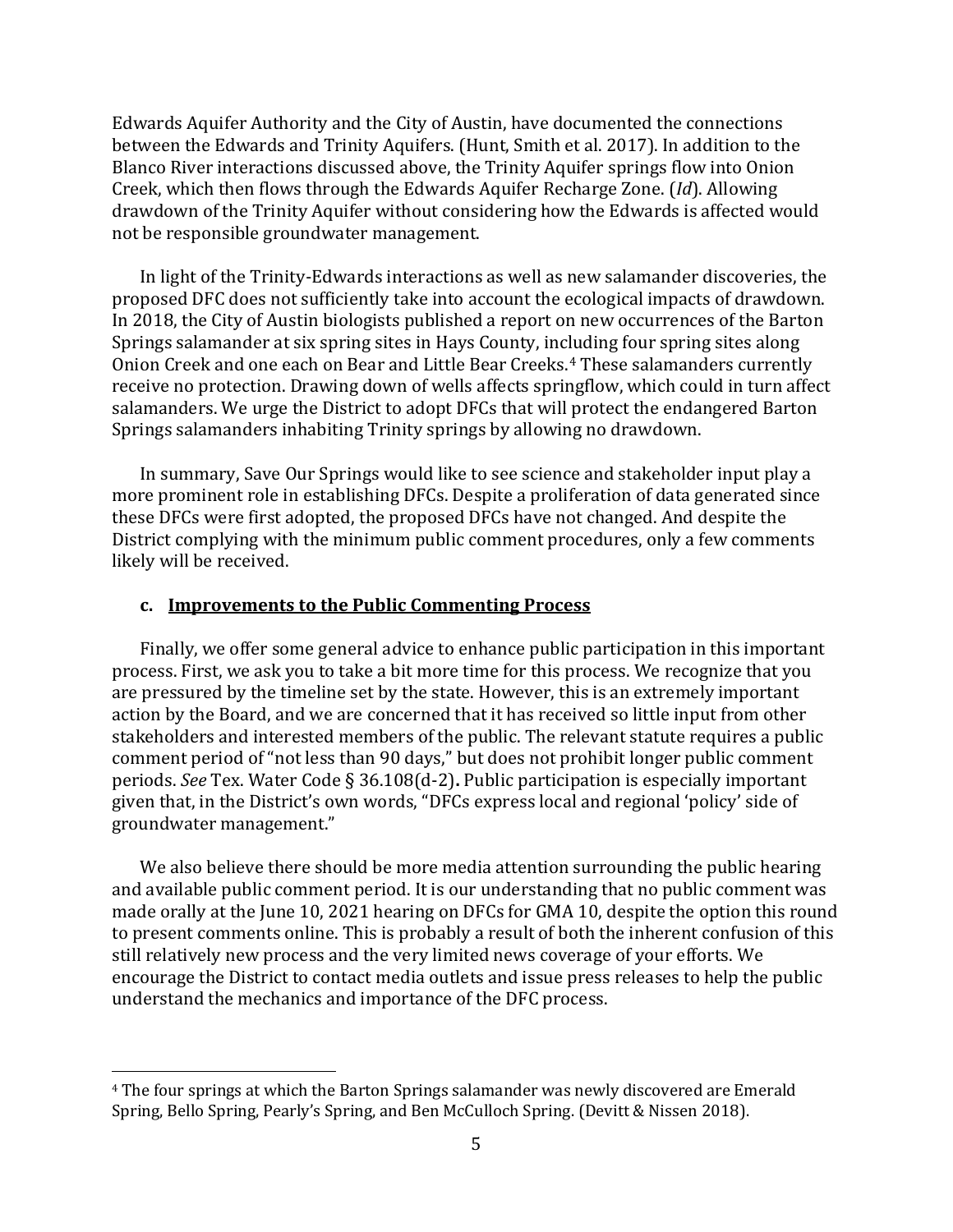Edwards Aquifer Authority and the City of Austin, have documented the connections between the Edwards and Trinity Aquifers. (Hunt, Smith et al. 2017). In addition to the Blanco River interactions discussed above, the Trinity Aquifer springs flow into Onion Creek, which then flows through the Edwards Aquifer Recharge Zone. (*Id*). Allowing drawdown of the Trinity Aquifer without considering how the Edwards is affected would not be responsible groundwater management.

In light of the Trinity-Edwards interactions as well as new salamander discoveries, the proposed DFC does not sufficiently take into account the ecological impacts of drawdown. In 2018, the City of Austin biologists published a report on new occurrences of the Barton Springs salamander at six spring sites in Hays County, including four spring sites along Onion Creek and one each on Bear and Little Bear Creeks.[4] These salamanders currently receive no protection. Drawing down of wells affects springflow, which could in turn affect salamanders. We urge the District to adopt DFCs that will protect the endangered Barton Springs salamanders inhabiting Trinity springs by allowing no drawdown.

In summary, Save Our Springs would like to see science and stakeholder input play a more prominent role in establishing DFCs. Despite a proliferation of data generated since these DFCs were first adopted, the proposed DFCs have not changed. And despite the District complying with the minimum public comment procedures, only a few comments likely will be received.

### c. <u>Improvements to the Public Commenting Process</u>

Finally, we offer some general advice to enhance public participation in this important process. First, we ask you to take a bit more time for this process. We recognize that you are pressured by the timeline set by the state. However, this is an extremely important action by the Board, and we are concerned that it has received so little input from other stakeholders and interested members of the public. The relevant statute requires a public comment period of "not less than 90 days," but does not prohibit longer public comment periods. *See* Tex. Water Code § 36.108(d-2)**.** Public participation is especially important given that, in the District's own words, "DFCs express local and regional 'policy' side of groundwater management."

We also believe there should be more media attention surrounding the public hearing and available public comment period. It is our understanding that no public comment was made orally at the June 10, 2021 hearing on DFCs for GMA 10, despite the option this round to present comments online. This is probably a result of both the inherent confusion of this still relatively new process and the very limited news coverage of your efforts. We encourage the District to contact media outlets and issue press releases to help the public understand the mechanics and importance of the DFC process.

---

[4] The four springs at which the Barton Springs salamander was newly discovered are Emerald Spring, Bello Spring, Pearly's Spring, and Ben McCulloch Spring. (Devitt & Nissen 2018).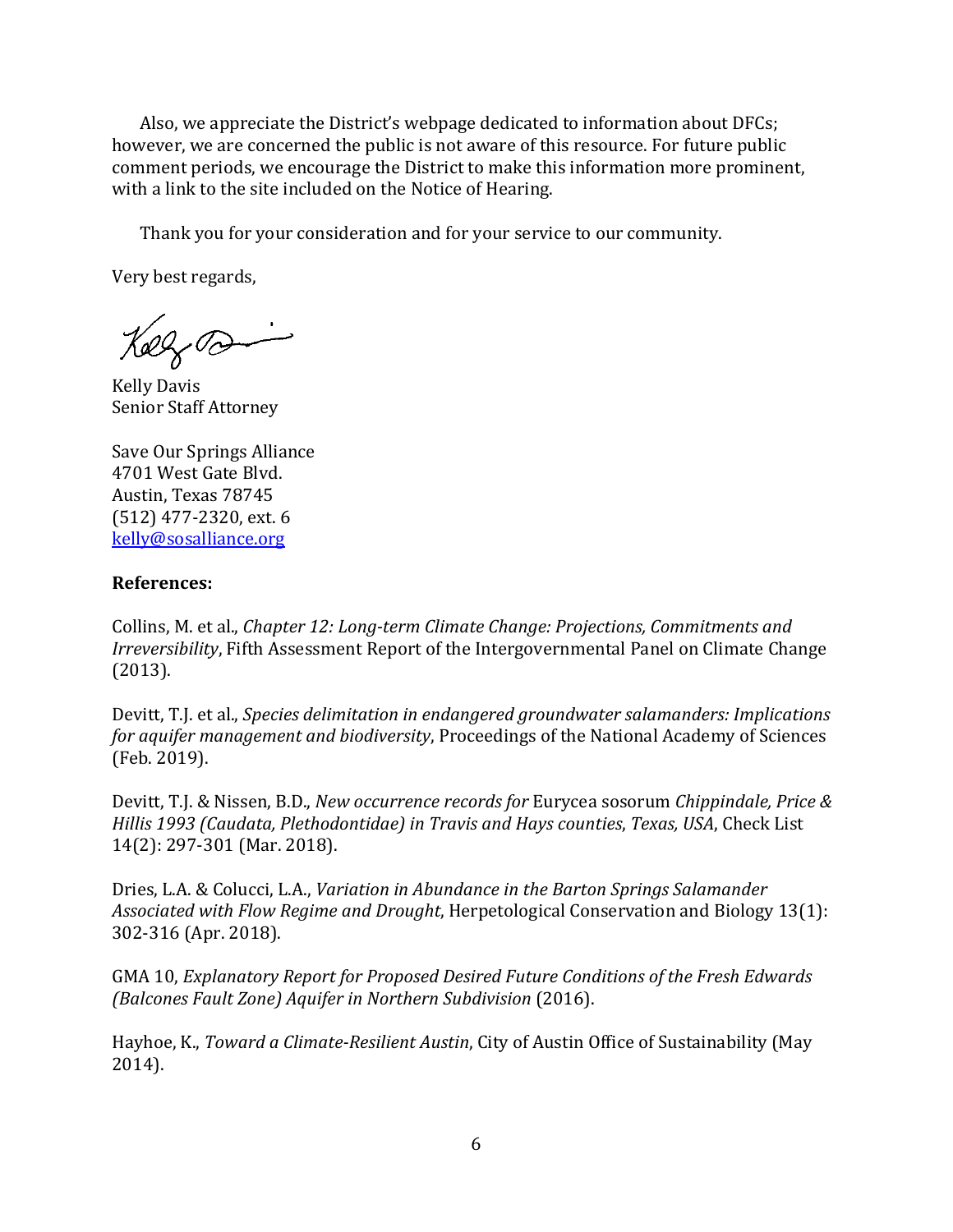Also, we appreciate the District's webpage dedicated to information about DFCs; however, we are concerned the public is not aware of this resource. For future public comment periods, we encourage the District to make this information more prominent, with a link to the site included on the Notice of Hearing.

Thank you for your consideration and for your service to our community.

Very best regards,

Kelly Davis
Senior Staff Attorney

Save Our Springs Alliance
4701 West Gate Blvd.
Austin, Texas 78745
(512) 477-2320, ext. 6
kelly@sosalliance.org

**References:**

Collins, M. et al., *Chapter 12: Long-term Climate Change: Projections, Commitments and Irreversibility*, Fifth Assessment Report of the Intergovernmental Panel on Climate Change (2013).

Devitt, T.J. et al., *Species delimitation in endangered groundwater salamanders: Implications for aquifer management and biodiversity*, Proceedings of the National Academy of Sciences (Feb. 2019).

Devitt, T.J. & Nissen, B.D., *New occurrence records for* Eurycea sosorum *Chippindale, Price & Hillis 1993 (Caudata, Plethodontidae) in Travis and Hays counties*, *Texas, USA*, Check List 14(2): 297-301 (Mar. 2018).

Dries, L.A. & Colucci, L.A., *Variation in Abundance in the Barton Springs Salamander Associated with Flow Regime and Drought*, Herpetological Conservation and Biology 13(1): 302-316 (Apr. 2018).

GMA 10, *Explanatory Report for Proposed Desired Future Conditions of the Fresh Edwards (Balcones Fault Zone) Aquifer in Northern Subdivision* (2016).

Hayhoe, K., *Toward a Climate-Resilient Austin*, City of Austin Office of Sustainability (May 2014).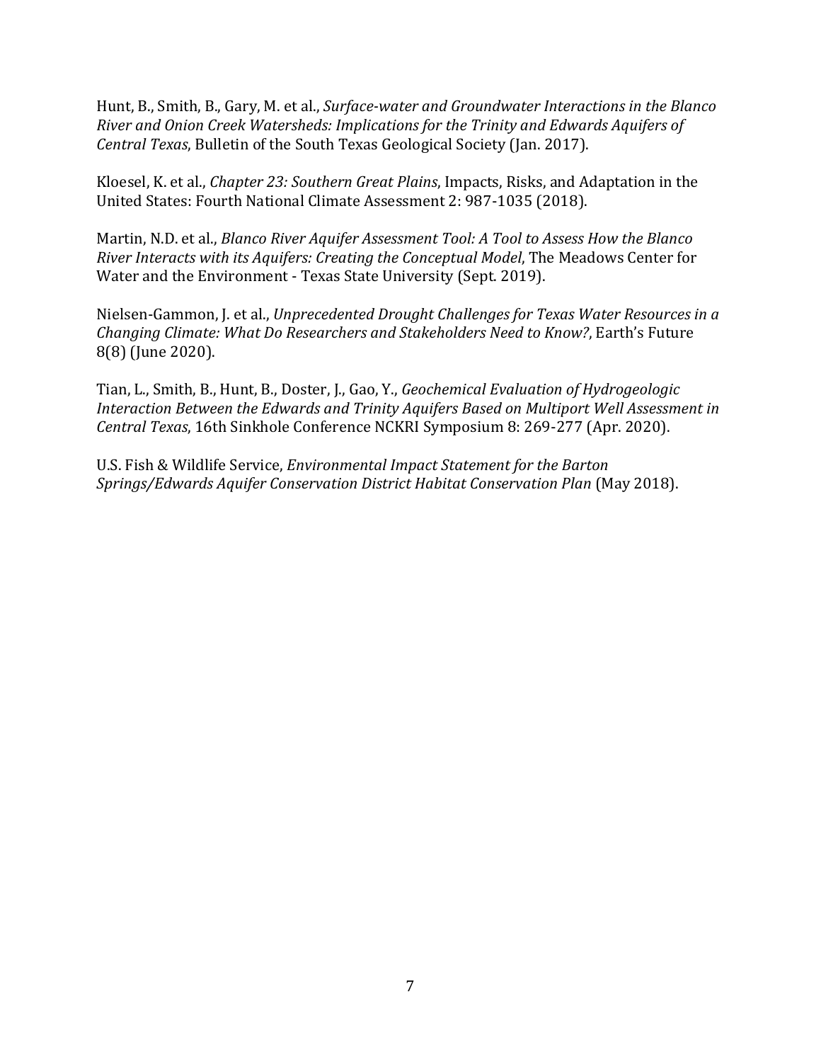Hunt, B., Smith, B., Gary, M. et al., *Surface-water and Groundwater Interactions in the Blanco River and Onion Creek Watersheds: Implications for the Trinity and Edwards Aquifers of Central Texas*, Bulletin of the South Texas Geological Society (Jan. 2017).

Kloesel, K. et al., *Chapter 23: Southern Great Plains*, Impacts, Risks, and Adaptation in the United States: Fourth National Climate Assessment 2: 987-1035 (2018).

Martin, N.D. et al., *Blanco River Aquifer Assessment Tool: A Tool to Assess How the Blanco River Interacts with its Aquifers: Creating the Conceptual Model*, The Meadows Center for Water and the Environment - Texas State University (Sept. 2019).

Nielsen-Gammon, J. et al., *Unprecedented Drought Challenges for Texas Water Resources in a Changing Climate: What Do Researchers and Stakeholders Need to Know?*, Earth's Future 8(8) (June 2020).

Tian, L., Smith, B., Hunt, B., Doster, J., Gao, Y., *Geochemical Evaluation of Hydrogeologic Interaction Between the Edwards and Trinity Aquifers Based on Multiport Well Assessment in Central Texas*, 16th Sinkhole Conference NCKRI Symposium 8: 269-277 (Apr. 2020).

U.S. Fish & Wildlife Service, *Environmental Impact Statement for the Barton Springs/Edwards Aquifer Conservation District Habitat Conservation Plan* (May 2018).